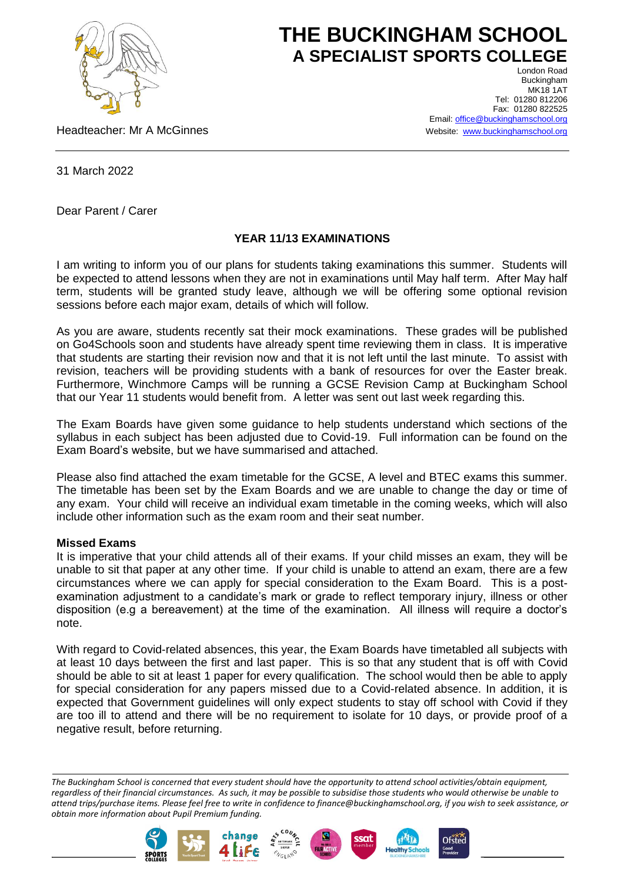# THE BUCKINGHAM SCHOOL
## A SPECIALIST SPORTS COLLEGE

London Road
Buckingham
MK18 1AT
Tel: 01280 812206
Fax: 01280 822525
Email: office@buckinghamschool.org
Website: www.buckinghamschool.org

Headteacher: Mr A McGinnes

31 March 2022

Dear Parent / Carer

**YEAR 11/13 EXAMINATIONS**

I am writing to inform you of our plans for students taking examinations this summer. Students will be expected to attend lessons when they are not in examinations until May half term. After May half term, students will be granted study leave, although we will be offering some optional revision sessions before each major exam, details of which will follow.

As you are aware, students recently sat their mock examinations. These grades will be published on Go4Schools soon and students have already spent time reviewing them in class. It is imperative that students are starting their revision now and that it is not left until the last minute. To assist with revision, teachers will be providing students with a bank of resources for over the Easter break. Furthermore, Winchmore Camps will be running a GCSE Revision Camp at Buckingham School that our Year 11 students would benefit from. A letter was sent out last week regarding this.

The Exam Boards have given some guidance to help students understand which sections of the syllabus in each subject has been adjusted due to Covid-19. Full information can be found on the Exam Board's website, but we have summarised and attached.

Please also find attached the exam timetable for the GCSE, A level and BTEC exams this summer. The timetable has been set by the Exam Boards and we are unable to change the day or time of any exam. Your child will receive an individual exam timetable in the coming weeks, which will also include other information such as the exam room and their seat number.

**Missed Exams**

It is imperative that your child attends all of their exams. If your child misses an exam, they will be unable to sit that paper at any other time. If your child is unable to attend an exam, there are a few circumstances where we can apply for special consideration to the Exam Board. This is a post-examination adjustment to a candidate's mark or grade to reflect temporary injury, illness or other disposition (e.g a bereavement) at the time of the examination. All illness will require a doctor's note.

With regard to Covid-related absences, this year, the Exam Boards have timetabled all subjects with at least 10 days between the first and last paper. This is so that any student that is off with Covid should be able to sit at least 1 paper for every qualification. The school would then be able to apply for special consideration for any papers missed due to a Covid-related absence. In addition, it is expected that Government guidelines will only expect students to stay off school with Covid if they are too ill to attend and there will be no requirement to isolate for 10 days, or provide proof of a negative result, before returning.

*The Buckingham School is concerned that every student should have the opportunity to attend school activities/obtain equipment, regardless of their financial circumstances. As such, it may be possible to subsidise those students who would otherwise be unable to attend trips/purchase items. Please feel free to write in confidence to finance@buckinghamschool.org, if you wish to seek assistance, or obtain more information about Pupil Premium funding.*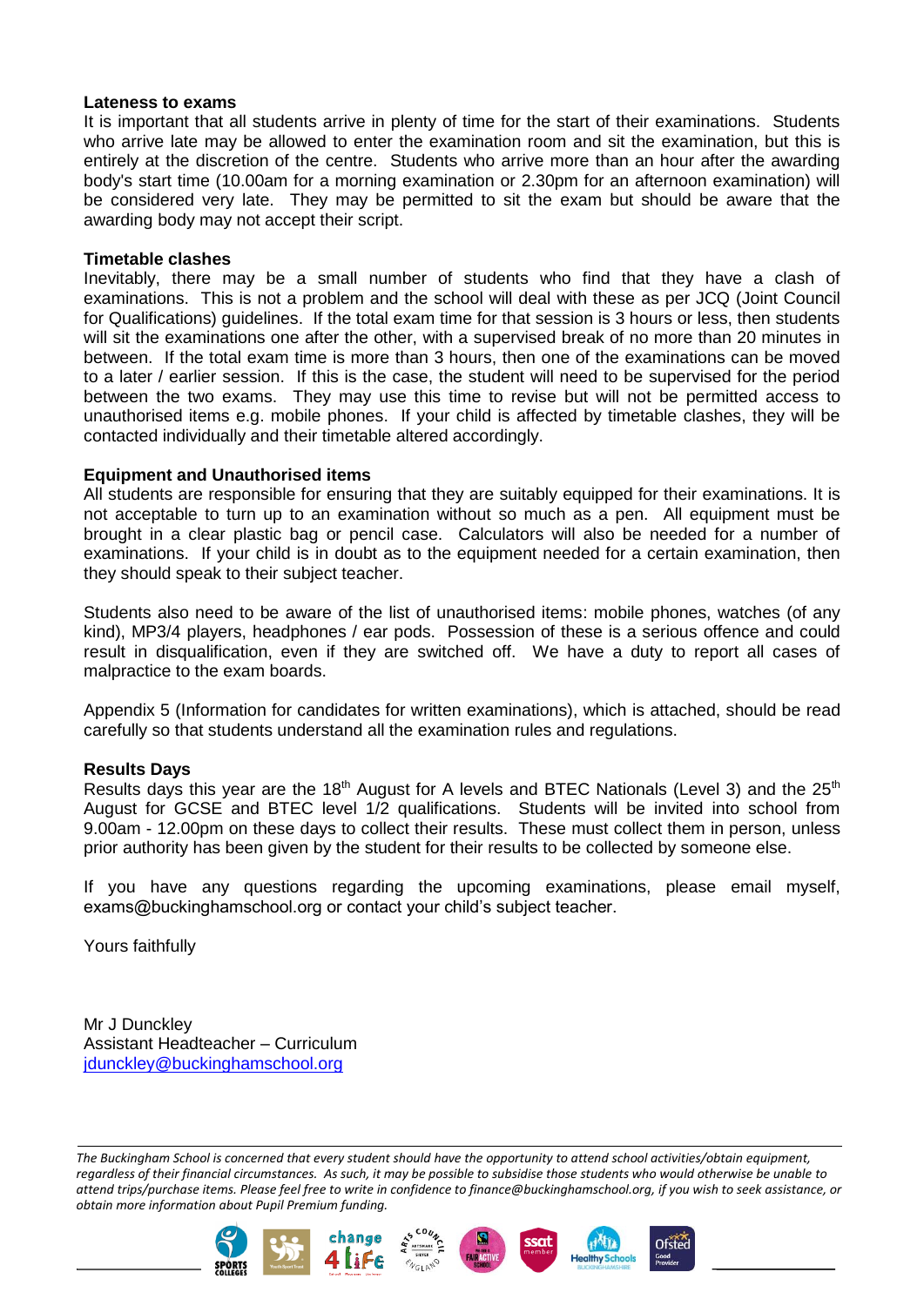**Lateness to exams**

It is important that all students arrive in plenty of time for the start of their examinations. Students who arrive late may be allowed to enter the examination room and sit the examination, but this is entirely at the discretion of the centre. Students who arrive more than an hour after the awarding body's start time (10.00am for a morning examination or 2.30pm for an afternoon examination) will be considered very late. They may be permitted to sit the exam but should be aware that the awarding body may not accept their script.

**Timetable clashes**

Inevitably, there may be a small number of students who find that they have a clash of examinations. This is not a problem and the school will deal with these as per JCQ (Joint Council for Qualifications) guidelines. If the total exam time for that session is 3 hours or less, then students will sit the examinations one after the other, with a supervised break of no more than 20 minutes in between. If the total exam time is more than 3 hours, then one of the examinations can be moved to a later / earlier session. If this is the case, the student will need to be supervised for the period between the two exams. They may use this time to revise but will not be permitted access to unauthorised items e.g. mobile phones. If your child is affected by timetable clashes, they will be contacted individually and their timetable altered accordingly.

**Equipment and Unauthorised items**

All students are responsible for ensuring that they are suitably equipped for their examinations. It is not acceptable to turn up to an examination without so much as a pen. All equipment must be brought in a clear plastic bag or pencil case. Calculators will also be needed for a number of examinations. If your child is in doubt as to the equipment needed for a certain examination, then they should speak to their subject teacher.

Students also need to be aware of the list of unauthorised items: mobile phones, watches (of any kind), MP3/4 players, headphones / ear pods. Possession of these is a serious offence and could result in disqualification, even if they are switched off. We have a duty to report all cases of malpractice to the exam boards.

Appendix 5 (Information for candidates for written examinations), which is attached, should be read carefully so that students understand all the examination rules and regulations.

**Results Days**

Results days this year are the 18th August for A levels and BTEC Nationals (Level 3) and the 25th August for GCSE and BTEC level 1/2 qualifications. Students will be invited into school from 9.00am - 12.00pm on these days to collect their results. These must collect them in person, unless prior authority has been given by the student for their results to be collected by someone else.

If you have any questions regarding the upcoming examinations, please email myself, exams@buckinghamschool.org or contact your child's subject teacher.

Yours faithfully

Mr J Dunckley
Assistant Headteacher – Curriculum
jdunckley@buckinghamschool.org

*The Buckingham School is concerned that every student should have the opportunity to attend school activities/obtain equipment, regardless of their financial circumstances. As such, it may be possible to subsidise those students who would otherwise be unable to attend trips/purchase items. Please feel free to write in confidence to finance@buckinghamschool.org, if you wish to seek assistance, or obtain more information about Pupil Premium funding.*